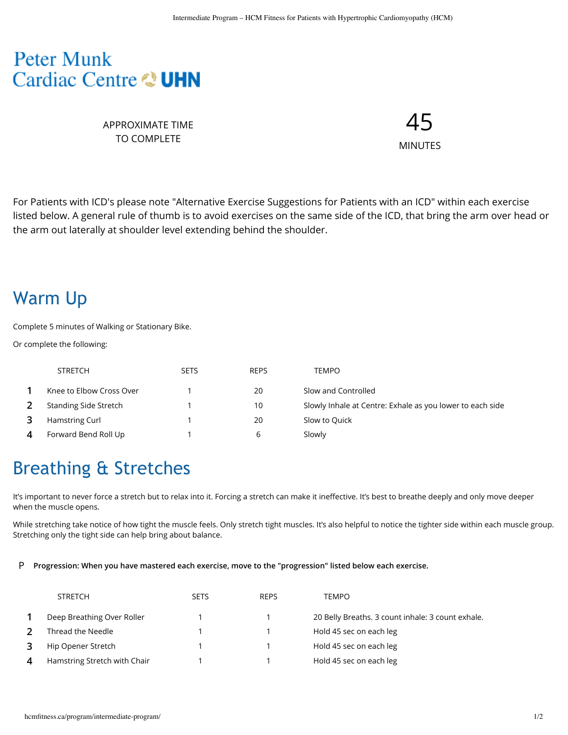Peter Munk Cardiac Centre UHN

APPROXIMATE TIME TO COMPLETE

**45** MINUTES

For Patients with ICD's please note "Alternative Exercise Suggestions for Patients with an ICD" within each exercise listed below. A general rule of thumb is to avoid exercises on the same side of the ICD, that bring the arm over head or the arm out laterally at shoulder level extending behind the shoulder.

## Warm Up

Complete 5 minutes of Walking or Stationary Bike.

Or complete the following:

| | STRETCH | SETS | REPS | TEMPO |
|---|---|---|---|---|
| 1 | Knee to Elbow Cross Over | 1 | 20 | Slow and Controlled |
| 2 | Standing Side Stretch | 1 | 10 | Slowly Inhale at Centre: Exhale as you lower to each side |
| 3 | Hamstring Curl | 1 | 20 | Slow to Quick |
| 4 | Forward Bend Roll Up | 1 | 6 | Slowly |

## Breathing & Stretches

It's important to never force a stretch but to relax into it. Forcing a stretch can make it ineffective. It's best to breathe deeply and only move deeper when the muscle opens.

While stretching take notice of how tight the muscle feels. Only stretch tight muscles. It's also helpful to notice the tighter side within each muscle group. Stretching only the tight side can help bring about balance.

P **Progression: When you have mastered each exercise, move to the "progression" listed below each exercise.**

| | STRETCH | SETS | REPS | TEMPO |
|---|---|---|---|---|
| 1 | Deep Breathing Over Roller | 1 | 1 | 20 Belly Breaths. 3 count inhale: 3 count exhale. |
| 2 | Thread the Needle | 1 | 1 | Hold 45 sec on each leg |
| 3 | Hip Opener Stretch | 1 | 1 | Hold 45 sec on each leg |
| 4 | Hamstring Stretch with Chair | 1 | 1 | Hold 45 sec on each leg |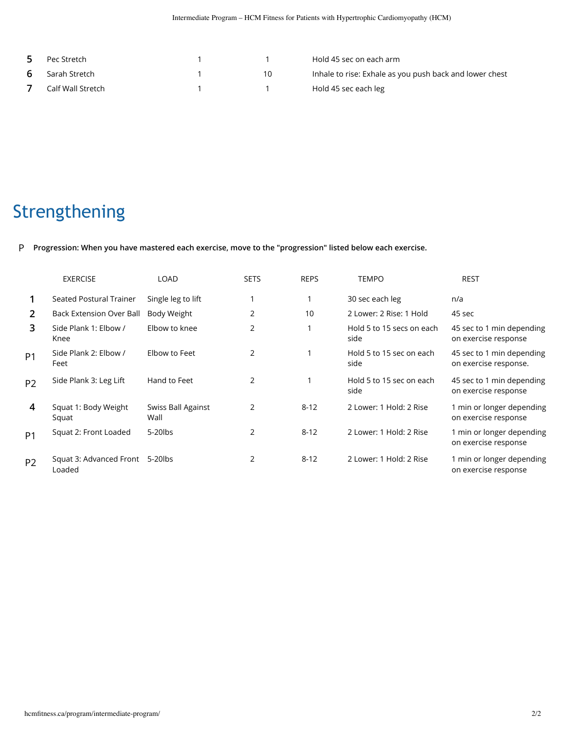| | | | | |
|---|---|---|---|---|
| 5 | Pec Stretch | 1 | 1 | Hold 45 sec on each arm |
| 6 | Sarah Stretch | 1 | 10 | Inhale to rise: Exhale as you push back and lower chest |
| 7 | Calf Wall Stretch | 1 | 1 | Hold 45 sec each leg |

## Strengthening

P **Progression: When you have mastered each exercise, move to the "progression" listed below each exercise.**

| | EXERCISE | LOAD | SETS | REPS | TEMPO | REST |
|---|---|---|---|---|---|---|
| 1 | Seated Postural Trainer | Single leg to lift | 1 | 1 | 30 sec each leg | n/a |
| 2 | Back Extension Over Ball | Body Weight | 2 | 10 | 2 Lower: 2 Rise: 1 Hold | 45 sec |
| 3 | Side Plank 1: Elbow / Knee | Elbow to knee | 2 | 1 | Hold 5 to 15 secs on each side | 45 sec to 1 min depending on exercise response |
| P1 | Side Plank 2: Elbow / Feet | Elbow to Feet | 2 | 1 | Hold 5 to 15 sec on each side | 45 sec to 1 min depending on exercise response. |
| P2 | Side Plank 3: Leg Lift | Hand to Feet | 2 | 1 | Hold 5 to 15 sec on each side | 45 sec to 1 min depending on exercise response |
| 4 | Squat 1: Body Weight Squat | Swiss Ball Against Wall | 2 | 8-12 | 2 Lower: 1 Hold: 2 Rise | 1 min or longer depending on exercise response |
| P1 | Squat 2: Front Loaded | 5-20lbs | 2 | 8-12 | 2 Lower: 1 Hold: 2 Rise | 1 min or longer depending on exercise response |
| P2 | Squat 3: Advanced Front Loaded | 5-20lbs | 2 | 8-12 | 2 Lower: 1 Hold: 2 Rise | 1 min or longer depending on exercise response |